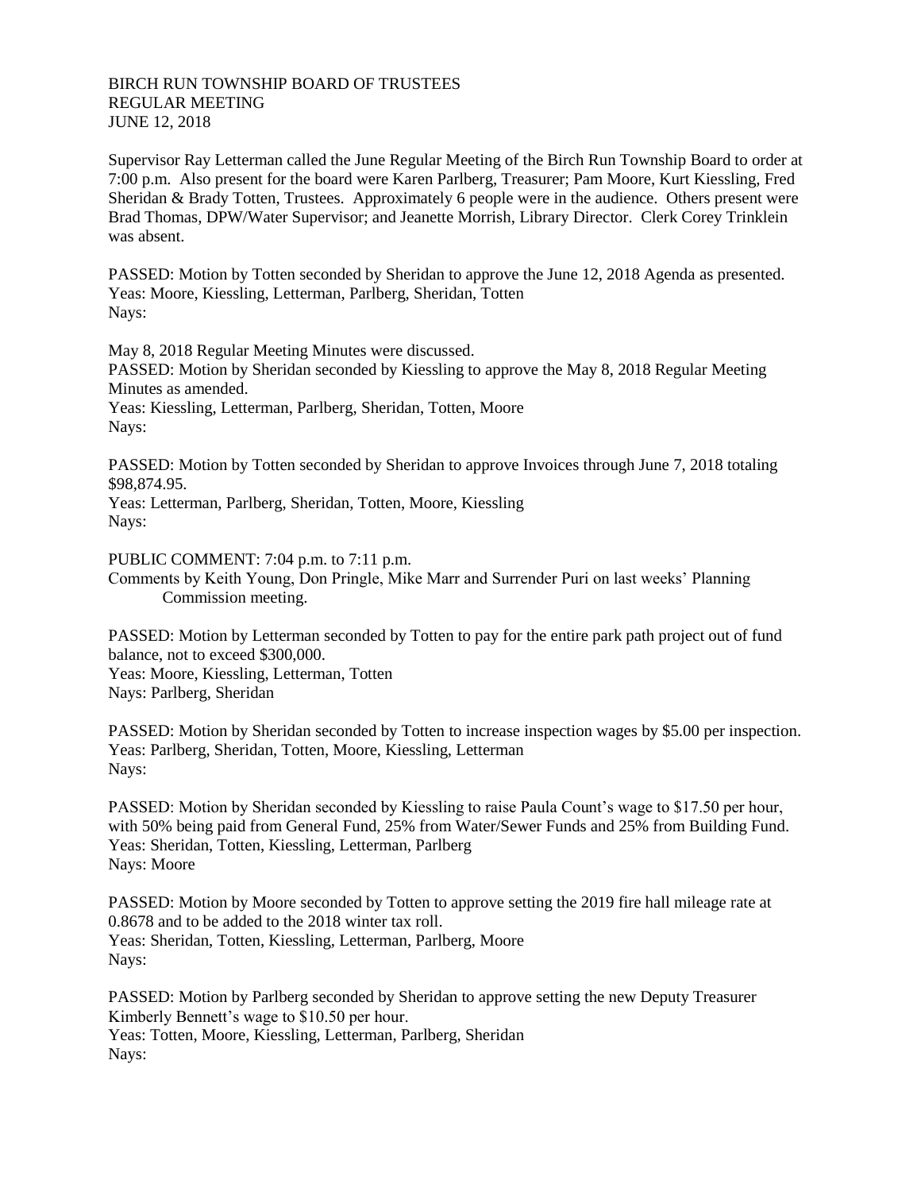BIRCH RUN TOWNSHIP BOARD OF TRUSTEES
REGULAR MEETING
JUNE 12, 2018

Supervisor Ray Letterman called the June Regular Meeting of the Birch Run Township Board to order at 7:00 p.m. Also present for the board were Karen Parlberg, Treasurer; Pam Moore, Kurt Kiessling, Fred Sheridan & Brady Totten, Trustees. Approximately 6 people were in the audience. Others present were Brad Thomas, DPW/Water Supervisor; and Jeanette Morrish, Library Director. Clerk Corey Trinklein was absent.

PASSED: Motion by Totten seconded by Sheridan to approve the June 12, 2018 Agenda as presented.
Yeas: Moore, Kiessling, Letterman, Parlberg, Sheridan, Totten
Nays:

May 8, 2018 Regular Meeting Minutes were discussed.
PASSED: Motion by Sheridan seconded by Kiessling to approve the May 8, 2018 Regular Meeting Minutes as amended.
Yeas: Kiessling, Letterman, Parlberg, Sheridan, Totten, Moore
Nays:

PASSED: Motion by Totten seconded by Sheridan to approve Invoices through June 7, 2018 totaling $98,874.95.
Yeas: Letterman, Parlberg, Sheridan, Totten, Moore, Kiessling
Nays:

PUBLIC COMMENT: 7:04 p.m. to 7:11 p.m.
Comments by Keith Young, Don Pringle, Mike Marr and Surrender Puri on last weeks' Planning Commission meeting.

PASSED: Motion by Letterman seconded by Totten to pay for the entire park path project out of fund balance, not to exceed $300,000.
Yeas: Moore, Kiessling, Letterman, Totten
Nays: Parlberg, Sheridan

PASSED: Motion by Sheridan seconded by Totten to increase inspection wages by $5.00 per inspection.
Yeas: Parlberg, Sheridan, Totten, Moore, Kiessling, Letterman
Nays:

PASSED: Motion by Sheridan seconded by Kiessling to raise Paula Count's wage to $17.50 per hour, with 50% being paid from General Fund, 25% from Water/Sewer Funds and 25% from Building Fund.
Yeas: Sheridan, Totten, Kiessling, Letterman, Parlberg
Nays: Moore

PASSED: Motion by Moore seconded by Totten to approve setting the 2019 fire hall mileage rate at 0.8678 and to be added to the 2018 winter tax roll.
Yeas: Sheridan, Totten, Kiessling, Letterman, Parlberg, Moore
Nays:

PASSED: Motion by Parlberg seconded by Sheridan to approve setting the new Deputy Treasurer Kimberly Bennett's wage to $10.50 per hour.
Yeas: Totten, Moore, Kiessling, Letterman, Parlberg, Sheridan
Nays: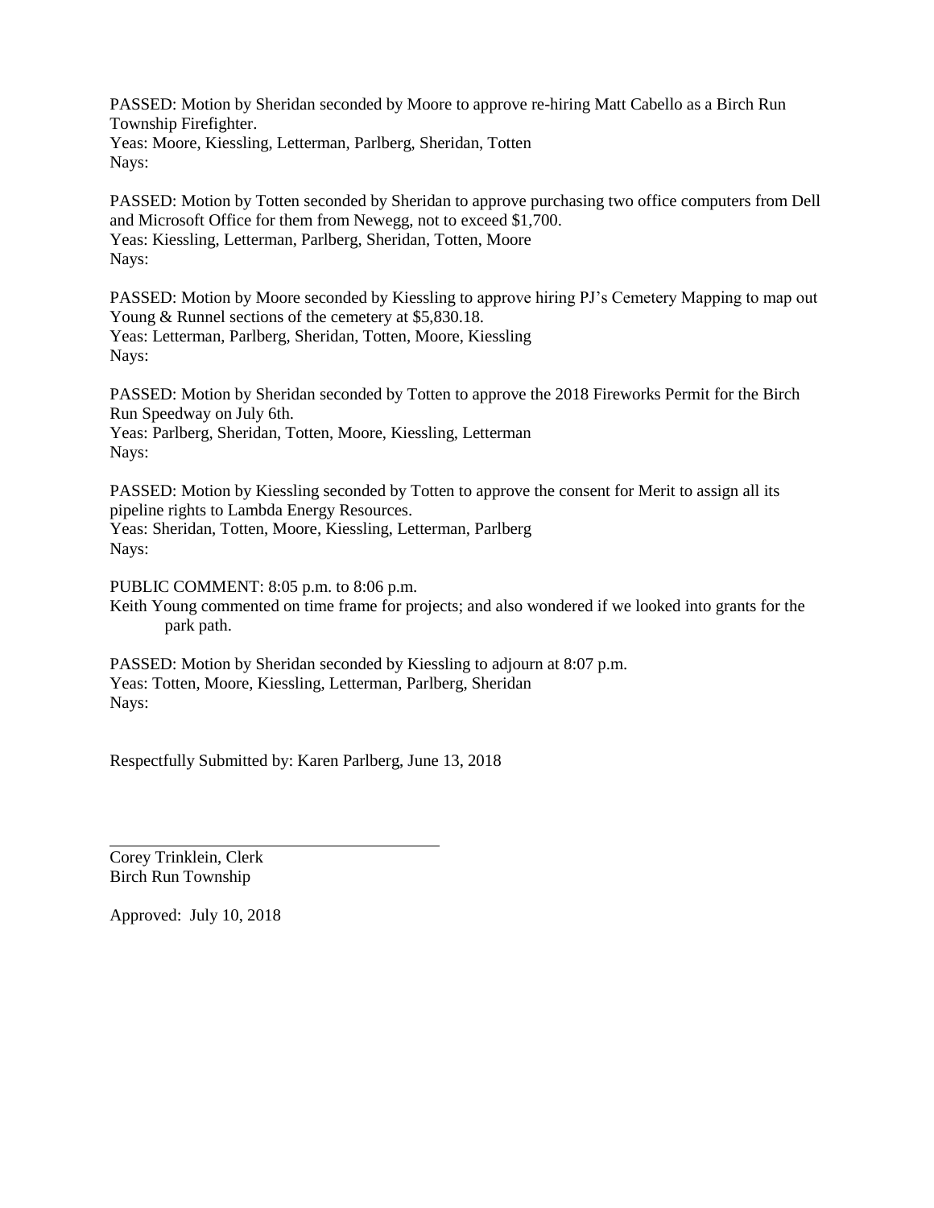PASSED: Motion by Sheridan seconded by Moore to approve re-hiring Matt Cabello as a Birch Run Township Firefighter.
Yeas: Moore, Kiessling, Letterman, Parlberg, Sheridan, Totten
Nays:

PASSED: Motion by Totten seconded by Sheridan to approve purchasing two office computers from Dell and Microsoft Office for them from Newegg, not to exceed $1,700.
Yeas: Kiessling, Letterman, Parlberg, Sheridan, Totten, Moore
Nays:

PASSED: Motion by Moore seconded by Kiessling to approve hiring PJ's Cemetery Mapping to map out Young & Runnel sections of the cemetery at $5,830.18.
Yeas: Letterman, Parlberg, Sheridan, Totten, Moore, Kiessling
Nays:

PASSED: Motion by Sheridan seconded by Totten to approve the 2018 Fireworks Permit for the Birch Run Speedway on July 6th.
Yeas: Parlberg, Sheridan, Totten, Moore, Kiessling, Letterman
Nays:

PASSED: Motion by Kiessling seconded by Totten to approve the consent for Merit to assign all its pipeline rights to Lambda Energy Resources.
Yeas: Sheridan, Totten, Moore, Kiessling, Letterman, Parlberg
Nays:

PUBLIC COMMENT: 8:05 p.m. to 8:06 p.m.
Keith Young commented on time frame for projects; and also wondered if we looked into grants for the park path.

PASSED: Motion by Sheridan seconded by Kiessling to adjourn at 8:07 p.m.
Yeas: Totten, Moore, Kiessling, Letterman, Parlberg, Sheridan
Nays:

Respectfully Submitted by: Karen Parlberg, June 13, 2018

Corey Trinklein, Clerk
Birch Run Township

Approved: July 10, 2018